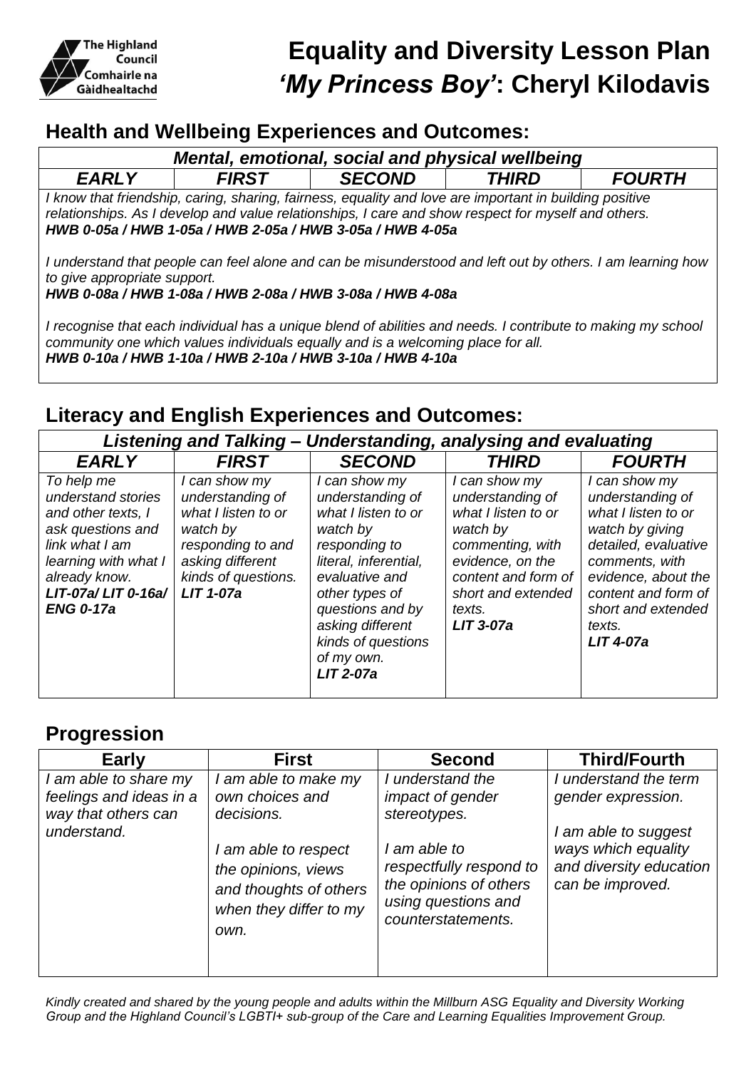# Equality and Diversity Lesson Plan
# *'My Princess Boy'*: Cheryl Kilodavis

## Health and Wellbeing Experiences and Outcomes:

| *Mental, emotional, social and physical wellbeing* | | | | |
|---|---|---|---|---|
| ***EARLY*** | ***FIRST*** | ***SECOND*** | ***THIRD*** | ***FOURTH*** |

*I know that friendship, caring, sharing, fairness, equality and love are important in building positive relationships. As I develop and value relationships, I care and show respect for myself and others.*
***HWB 0-05a / HWB 1-05a / HWB 2-05a / HWB 3-05a / HWB 4-05a***

*I understand that people can feel alone and can be misunderstood and left out by others. I am learning how to give appropriate support.*
***HWB 0-08a / HWB 1-08a / HWB 2-08a / HWB 3-08a / HWB 4-08a***

*I recognise that each individual has a unique blend of abilities and needs. I contribute to making my school community one which values individuals equally and is a welcoming place for all.*
***HWB 0-10a / HWB 1-10a / HWB 2-10a / HWB 3-10a / HWB 4-10a***

## Literacy and English Experiences and Outcomes:

| *Listening and Talking – Understanding, analysing and evaluating* | | | | |
|---|---|---|---|---|
| ***EARLY*** | ***FIRST*** | ***SECOND*** | ***THIRD*** | ***FOURTH*** |
| *To help me understand stories and other texts, I ask questions and link what I am learning with what I already know.* ***LIT-07a/ LIT 0-16a/ ENG 0-17a*** | *I can show my understanding of what I listen to or watch by responding to and asking different kinds of questions.* ***LIT 1-07a*** | *I can show my understanding of what I listen to or watch by responding to literal, inferential, evaluative and other types of questions and by asking different kinds of questions of my own.* ***LIT 2-07a*** | *I can show my understanding of what I listen to or watch by commenting, with evidence, on the content and form of short and extended texts.* ***LIT 3-07a*** | *I can show my understanding of what I listen to or watch by giving detailed, evaluative comments, with evidence, about the content and form of short and extended texts.* ***LIT 4-07a*** |

## Progression

| Early | First | Second | Third/Fourth |
|---|---|---|---|
| *I am able to share my feelings and ideas in a way that others can understand.* | *I am able to make my own choices and decisions.*<br><br>*I am able to respect the opinions, views and thoughts of others when they differ to my own.* | *I understand the impact of gender stereotypes.*<br><br>*I am able to respectfully respond to the opinions of others using questions and counterstatements.* | *I understand the term gender expression.*<br><br>*I am able to suggest ways which equality and diversity education can be improved.* |

*Kindly created and shared by the young people and adults within the Millburn ASG Equality and Diversity Working Group and the Highland Council's LGBTI+ sub-group of the Care and Learning Equalities Improvement Group.*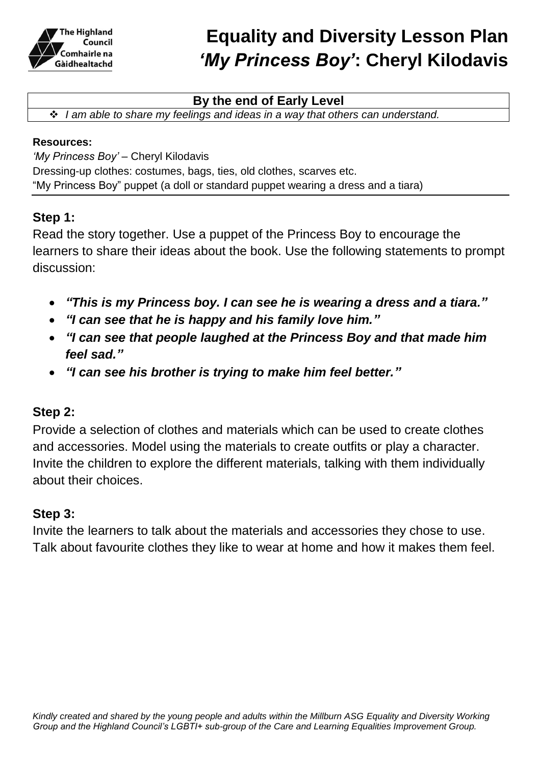# Equality and Diversity Lesson Plan
# *'My Princess Boy'*: Cheryl Kilodavis

| By the end of Early Level |
| --- |
| ❖ *I am able to share my feelings and ideas in a way that others can understand.* |

**Resources:**
*'My Princess Boy'* – Cheryl Kilodavis
Dressing-up clothes: costumes, bags, ties, old clothes, scarves etc.
"My Princess Boy" puppet (a doll or standard puppet wearing a dress and a tiara)

### Step 1:

Read the story together. Use a puppet of the Princess Boy to encourage the learners to share their ideas about the book. Use the following statements to prompt discussion:

- ***"This is my Princess boy. I can see he is wearing a dress and a tiara."***
- ***"I can see that he is happy and his family love him."***
- ***"I can see that people laughed at the Princess Boy and that made him feel sad."***
- ***"I can see his brother is trying to make him feel better."***

### Step 2:

Provide a selection of clothes and materials which can be used to create clothes and accessories. Model using the materials to create outfits or play a character. Invite the children to explore the different materials, talking with them individually about their choices.

### Step 3:

Invite the learners to talk about the materials and accessories they chose to use. Talk about favourite clothes they like to wear at home and how it makes them feel.

*Kindly created and shared by the young people and adults within the Millburn ASG Equality and Diversity Working Group and the Highland Council's LGBTI+ sub-group of the Care and Learning Equalities Improvement Group.*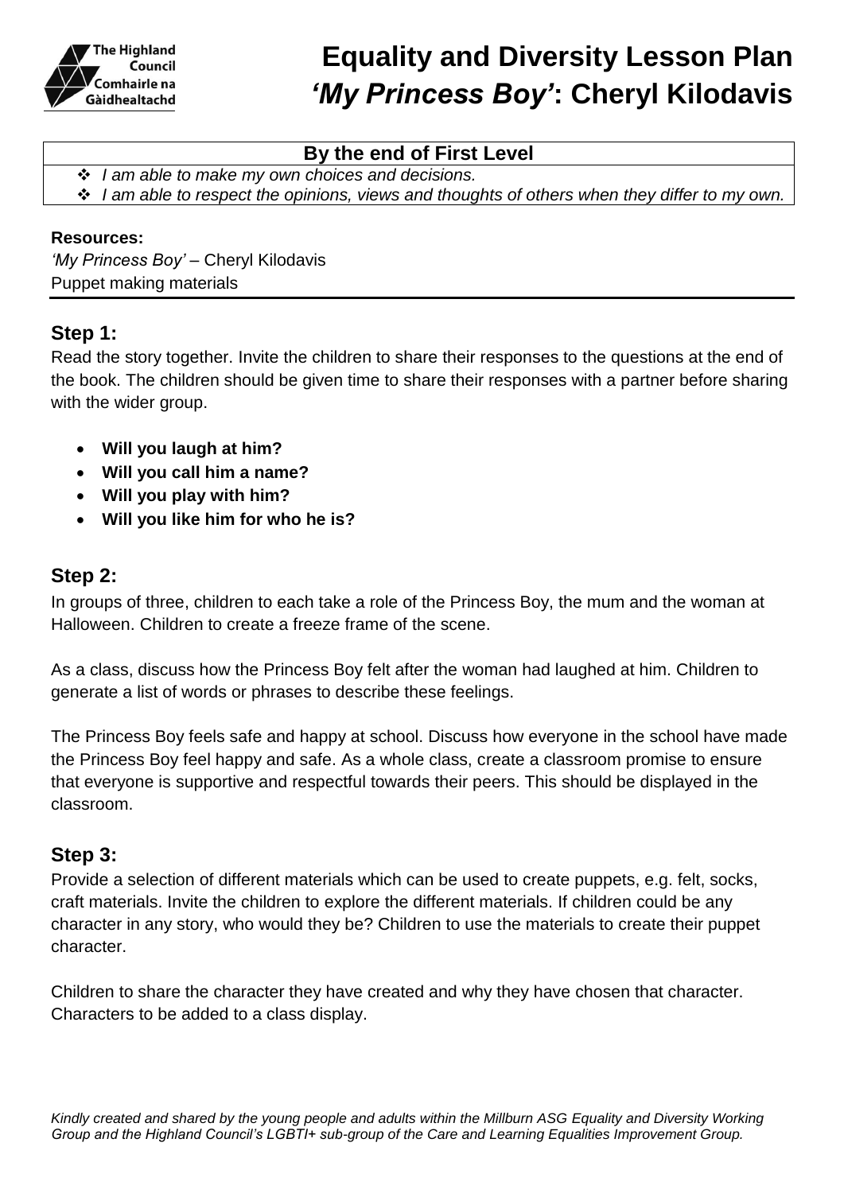# Equality and Diversity Lesson Plan *'My Princess Boy'*: Cheryl Kilodavis

| By the end of First Level |
| --- |
| ❖ *I am able to make my own choices and decisions.* <br> ❖ *I am able to respect the opinions, views and thoughts of others when they differ to my own.* |

**Resources:**
*'My Princess Boy'* – Cheryl Kilodavis
Puppet making materials

## Step 1:

Read the story together. Invite the children to share their responses to the questions at the end of the book. The children should be given time to share their responses with a partner before sharing with the wider group.

- **Will you laugh at him?**
- **Will you call him a name?**
- **Will you play with him?**
- **Will you like him for who he is?**

## Step 2:

In groups of three, children to each take a role of the Princess Boy, the mum and the woman at Halloween. Children to create a freeze frame of the scene.

As a class, discuss how the Princess Boy felt after the woman had laughed at him. Children to generate a list of words or phrases to describe these feelings.

The Princess Boy feels safe and happy at school. Discuss how everyone in the school have made the Princess Boy feel happy and safe. As a whole class, create a classroom promise to ensure that everyone is supportive and respectful towards their peers. This should be displayed in the classroom.

## Step 3:

Provide a selection of different materials which can be used to create puppets, e.g. felt, socks, craft materials. Invite the children to explore the different materials. If children could be any character in any story, who would they be? Children to use the materials to create their puppet character.

Children to share the character they have created and why they have chosen that character. Characters to be added to a class display.

*Kindly created and shared by the young people and adults within the Millburn ASG Equality and Diversity Working Group and the Highland Council's LGBTI+ sub-group of the Care and Learning Equalities Improvement Group.*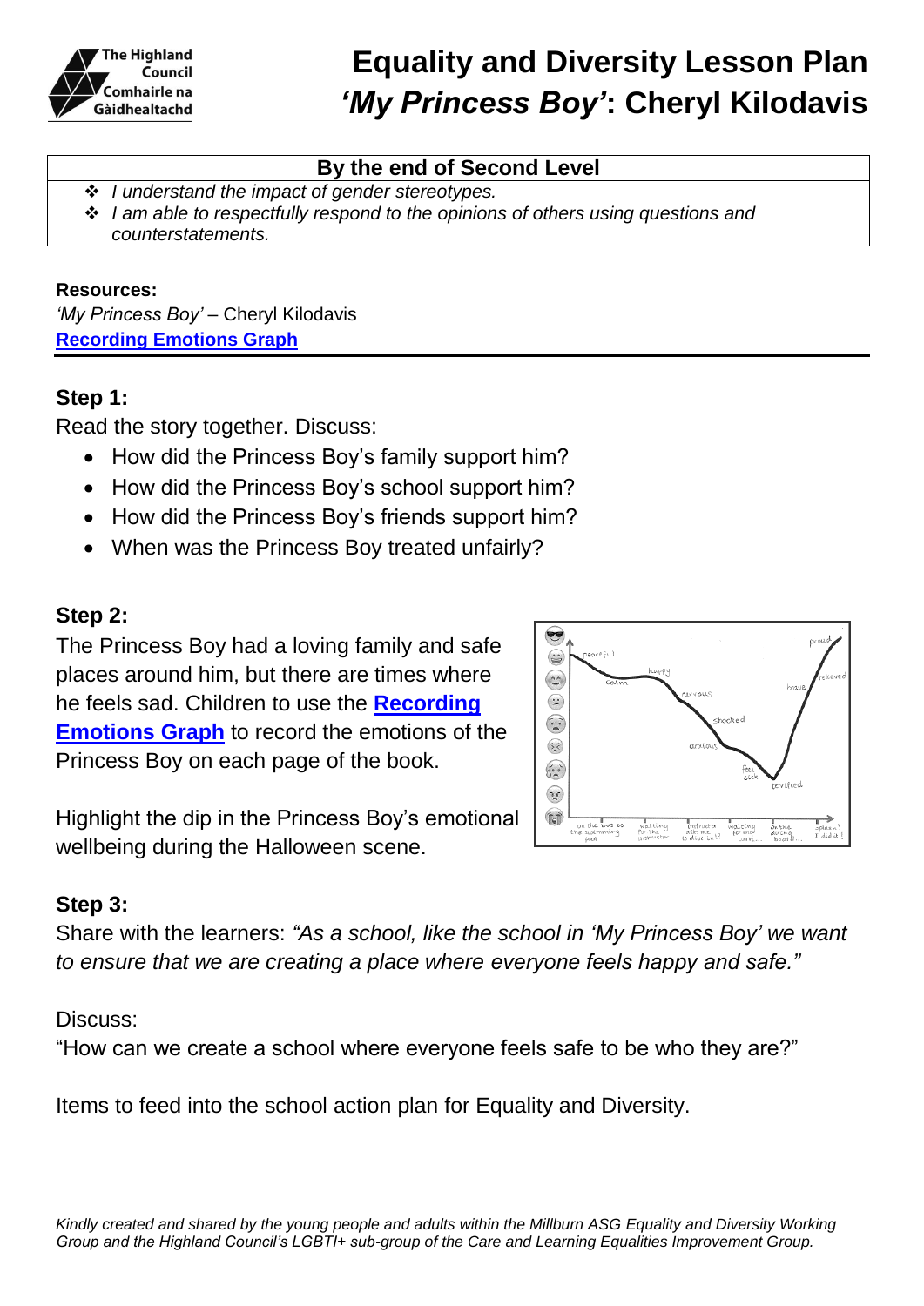# Equality and Diversity Lesson Plan
# *'My Princess Boy'*: Cheryl Kilodavis

**By the end of Second Level**

- *I understand the impact of gender stereotypes.*
- *I am able to respectfully respond to the opinions of others using questions and counterstatements.*

**Resources:**
*'My Princess Boy'* – Cheryl Kilodavis
**Recording Emotions Graph**

## Step 1:

Read the story together. Discuss:

- How did the Princess Boy's family support him?
- How did the Princess Boy's school support him?
- How did the Princess Boy's friends support him?
- When was the Princess Boy treated unfairly?

## Step 2:

The Princess Boy had a loving family and safe places around him, but there are times where he feels sad. Children to use the **Recording Emotions Graph** to record the emotions of the Princess Boy on each page of the book.

Highlight the dip in the Princess Boy's emotional wellbeing during the Halloween scene.

## Step 3:

Share with the learners: *"As a school, like the school in 'My Princess Boy' we want to ensure that we are creating a place where everyone feels happy and safe."*

Discuss:
"How can we create a school where everyone feels safe to be who they are?"

Items to feed into the school action plan for Equality and Diversity.

*Kindly created and shared by the young people and adults within the Millburn ASG Equality and Diversity Working Group and the Highland Council's LGBTI+ sub-group of the Care and Learning Equalities Improvement Group.*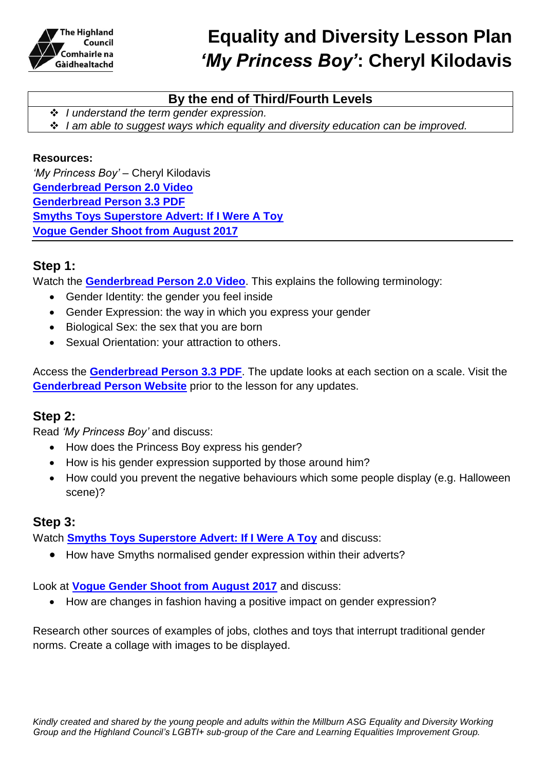The Highland Council
Comhairle na Gàidhealtachd

# Equality and Diversity Lesson Plan *'My Princess Boy'*: Cheryl Kilodavis

**By the end of Third/Fourth Levels**

- *I understand the term gender expression.*
- *I am able to suggest ways which equality and diversity education can be improved.*

**Resources:**
*'My Princess Boy'* – Cheryl Kilodavis
**Genderbread Person 2.0 Video**
**Genderbread Person 3.3 PDF**
**Smyths Toys Superstore Advert: If I Were A Toy**
**Vogue Gender Shoot from August 2017**

## Step 1:

Watch the **Genderbread Person 2.0 Video**. This explains the following terminology:

- Gender Identity: the gender you feel inside
- Gender Expression: the way in which you express your gender
- Biological Sex: the sex that you are born
- Sexual Orientation: your attraction to others.

Access the **Genderbread Person 3.3 PDF**. The update looks at each section on a scale. Visit the **Genderbread Person Website** prior to the lesson for any updates.

## Step 2:

Read *'My Princess Boy'* and discuss:

- How does the Princess Boy express his gender?
- How is his gender expression supported by those around him?
- How could you prevent the negative behaviours which some people display (e.g. Halloween scene)?

## Step 3:

Watch **Smyths Toys Superstore Advert: If I Were A Toy** and discuss:

- How have Smyths normalised gender expression within their adverts?

Look at **Vogue Gender Shoot from August 2017** and discuss:

- How are changes in fashion having a positive impact on gender expression?

Research other sources of examples of jobs, clothes and toys that interrupt traditional gender norms. Create a collage with images to be displayed.

*Kindly created and shared by the young people and adults within the Millburn ASG Equality and Diversity Working Group and the Highland Council's LGBTI+ sub-group of the Care and Learning Equalities Improvement Group.*